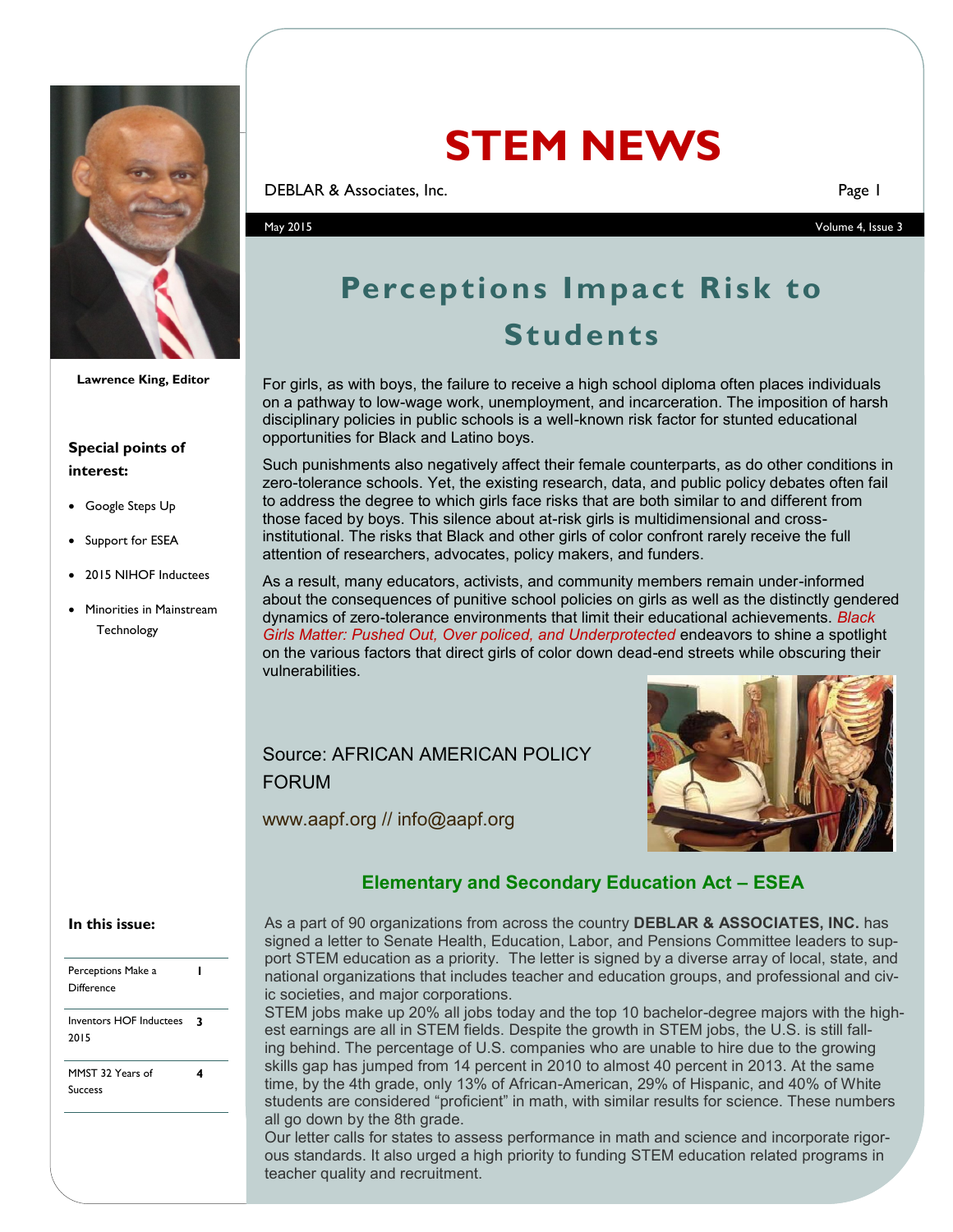# STEM NEWS

DEBLAR & Associates, Inc.

May 2015

Lawrence King, Editor

**Special points of interest:**

- Google Steps Up
- Support for ESEA
- 2015 NIHOF Inductees
- Minorities in Mainstream Technology

**In this issue:**

| | |
|---|---|
| Perceptions Make a Difference | 1 |
| Inventors HOF Inductees 2015 | 3 |
| MMST 32 Years of Success | 4 |

## Perceptions Impact Risk to Students

For girls, as with boys, the failure to receive a high school diploma often places individuals on a pathway to low-wage work, unemployment, and incarceration. The imposition of harsh disciplinary policies in public schools is a well-known risk factor for stunted educational opportunities for Black and Latino boys.

Such punishments also negatively affect their female counterparts, as do other conditions in zero-tolerance schools. Yet, the existing research, data, and public policy debates often fail to address the degree to which girls face risks that are both similar to and different from those faced by boys. This silence about at-risk girls is multidimensional and cross-institutional. The risks that Black and other girls of color confront rarely receive the full attention of researchers, advocates, policy makers, and funders.

As a result, many educators, activists, and community members remain under-informed about the consequences of punitive school policies on girls as well as the distinctly gendered dynamics of zero-tolerance environments that limit their educational achievements. *Black Girls Matter: Pushed Out, Over policed, and Underprotected* endeavors to shine a spotlight on the various factors that direct girls of color down dead-end streets while obscuring their vulnerabilities.

Source: AFRICAN AMERICAN POLICY FORUM

www.aapf.org // info@aapf.org

## Elementary and Secondary Education Act – ESEA

As a part of 90 organizations from across the country **DEBLAR & ASSOCIATES, INC.** has signed a letter to Senate Health, Education, Labor, and Pensions Committee leaders to support STEM education as a priority. The letter is signed by a diverse array of local, state, and national organizations that includes teacher and education groups, and professional and civic societies, and major corporations.

STEM jobs make up 20% all jobs today and the top 10 bachelor-degree majors with the highest earnings are all in STEM fields. Despite the growth in STEM jobs, the U.S. is still falling behind. The percentage of U.S. companies who are unable to hire due to the growing skills gap has jumped from 14 percent in 2010 to almost 40 percent in 2013. At the same time, by the 4th grade, only 13% of African-American, 29% of Hispanic, and 40% of White students are considered "proficient" in math, with similar results for science. These numbers all go down by the 8th grade.

Our letter calls for states to assess performance in math and science and incorporate rigorous standards. It also urged a high priority to funding STEM education related programs in teacher quality and recruitment.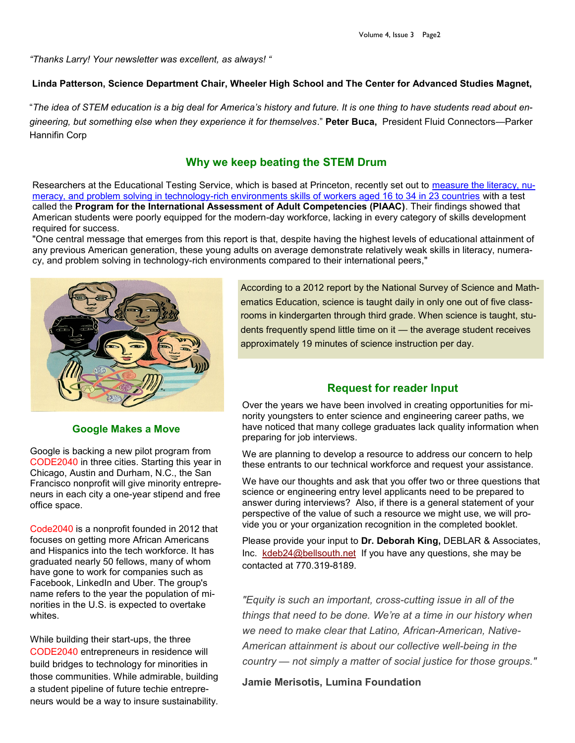*"Thanks Larry! Your newsletter was excellent, as always! "*

**Linda Patterson, Science Department Chair, Wheeler High School and The Center for Advanced Studies Magnet,**

"*The idea of STEM education is a big deal for America's history and future. It is one thing to have students read about engineering, but something else when they experience it for themselves*." **Peter Buca,** President Fluid Connectors—Parker Hannifin Corp

## Why we keep beating the STEM Drum

Researchers at the Educational Testing Service, which is based at Princeton, recently set out to measure the literacy, numeracy, and problem solving in technology-rich environments skills of workers aged 16 to 34 in 23 countries with a test called the **Program for the International Assessment of Adult Competencies (PIAAC)**. Their findings showed that American students were poorly equipped for the modern-day workforce, lacking in every category of skills development required for success.

"One central message that emerges from this report is that, despite having the highest levels of educational attainment of any previous American generation, these young adults on average demonstrate relatively weak skills in literacy, numeracy, and problem solving in technology-rich environments compared to their international peers,"

According to a 2012 report by the National Survey of Science and Mathematics Education, science is taught daily in only one out of five classrooms in kindergarten through third grade. When science is taught, students frequently spend little time on it — the average student receives approximately 19 minutes of science instruction per day.

## Google Makes a Move

Google is backing a new pilot program from CODE2040 in three cities. Starting this year in Chicago, Austin and Durham, N.C., the San Francisco nonprofit will give minority entrepreneurs in each city a one-year stipend and free office space.

Code2040 is a nonprofit founded in 2012 that focuses on getting more African Americans and Hispanics into the tech workforce. It has graduated nearly 50 fellows, many of whom have gone to work for companies such as Facebook, LinkedIn and Uber. The group's name refers to the year the population of minorities in the U.S. is expected to overtake whites.

While building their start-ups, the three CODE2040 entrepreneurs in residence will build bridges to technology for minorities in those communities. While admirable, building a student pipeline of future techie entrepreneurs would be a way to insure sustainability.

## Request for reader Input

Over the years we have been involved in creating opportunities for minority youngsters to enter science and engineering career paths, we have noticed that many college graduates lack quality information when preparing for job interviews.

We are planning to develop a resource to address our concern to help these entrants to our technical workforce and request your assistance.

We have our thoughts and ask that you offer two or three questions that science or engineering entry level applicants need to be prepared to answer during interviews? Also, if there is a general statement of your perspective of the value of such a resource we might use, we will provide you or your organization recognition in the completed booklet.

Please provide your input to **Dr. Deborah King,** DEBLAR & Associates, Inc. kdeb24@bellsouth.net If you have any questions, she may be contacted at 770.319-8189.

*"Equity is such an important, cross-cutting issue in all of the things that need to be done. We're at a time in our history when we need to make clear that Latino, African-American, Native-American attainment is about our collective well-being in the country — not simply a matter of social justice for those groups."*

**Jamie Merisotis, Lumina Foundation**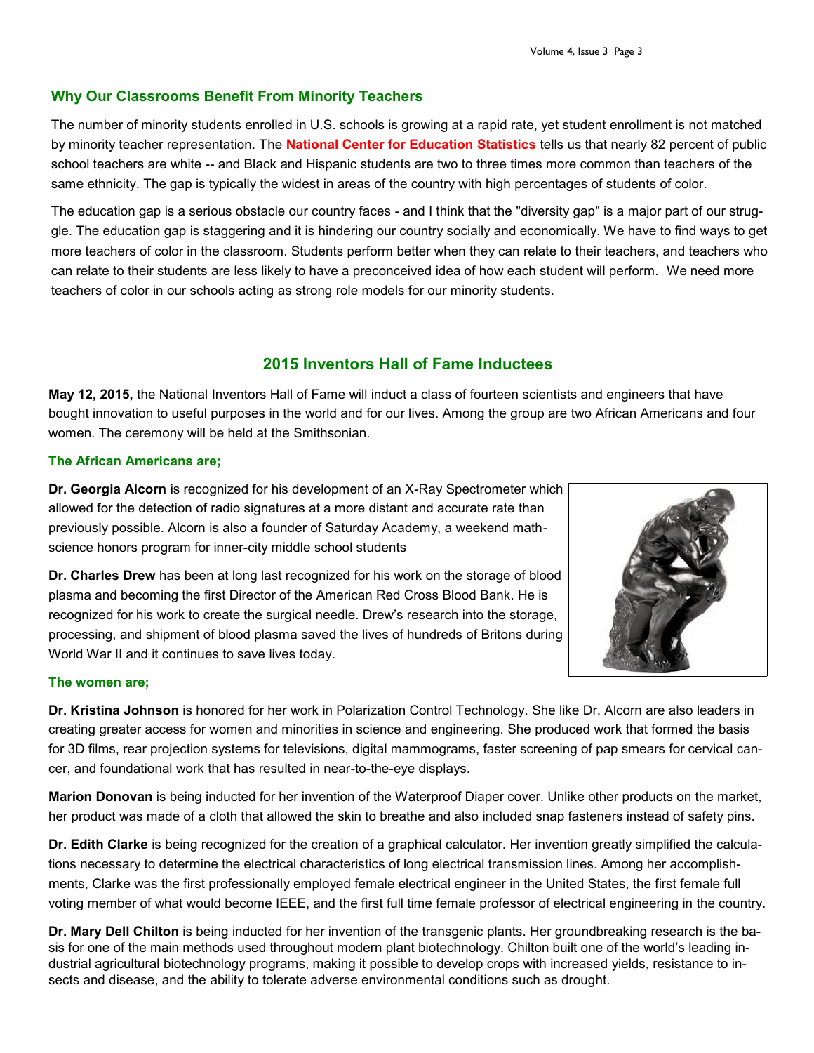## Why Our Classrooms Benefit From Minority Teachers

The number of minority students enrolled in U.S. schools is growing at a rapid rate, yet student enrollment is not matched by minority teacher representation. The **National Center for Education Statistics** tells us that nearly 82 percent of public school teachers are white -- and Black and Hispanic students are two to three times more common than teachers of the same ethnicity. The gap is typically the widest in areas of the country with high percentages of students of color.

The education gap is a serious obstacle our country faces - and I think that the "diversity gap" is a major part of our struggle. The education gap is staggering and it is hindering our country socially and economically. We have to find ways to get more teachers of color in the classroom. Students perform better when they can relate to their teachers, and teachers who can relate to their students are less likely to have a preconceived idea of how each student will perform. We need more teachers of color in our schools acting as strong role models for our minority students.

## 2015 Inventors Hall of Fame Inductees

**May 12, 2015,** the National Inventors Hall of Fame will induct a class of fourteen scientists and engineers that have bought innovation to useful purposes in the world and for our lives. Among the group are two African Americans and four women. The ceremony will be held at the Smithsonian.

### The African Americans are;

**Dr. Georgia Alcorn** is recognized for his development of an X-Ray Spectrometer which allowed for the detection of radio signatures at a more distant and accurate rate than previously possible. Alcorn is also a founder of Saturday Academy, a weekend math-science honors program for inner-city middle school students

**Dr. Charles Drew** has been at long last recognized for his work on the storage of blood plasma and becoming the first Director of the American Red Cross Blood Bank. He is recognized for his work to create the surgical needle. Drew's research into the storage, processing, and shipment of blood plasma saved the lives of hundreds of Britons during World War II and it continues to save lives today.

### The women are;

**Dr. Kristina Johnson** is honored for her work in Polarization Control Technology. She like Dr. Alcorn are also leaders in creating greater access for women and minorities in science and engineering. She produced work that formed the basis for 3D films, rear projection systems for televisions, digital mammograms, faster screening of pap smears for cervical cancer, and foundational work that has resulted in near-to-the-eye displays.

**Marion Donovan** is being inducted for her invention of the Waterproof Diaper cover. Unlike other products on the market, her product was made of a cloth that allowed the skin to breathe and also included snap fasteners instead of safety pins.

**Dr. Edith Clarke** is being recognized for the creation of a graphical calculator. Her invention greatly simplified the calculations necessary to determine the electrical characteristics of long electrical transmission lines. Among her accomplishments, Clarke was the first professionally employed female electrical engineer in the United States, the first female full voting member of what would become IEEE, and the first full time female professor of electrical engineering in the country.

**Dr. Mary Dell Chilton** is being inducted for her invention of the transgenic plants. Her groundbreaking research is the basis for one of the main methods used throughout modern plant biotechnology. Chilton built one of the world's leading industrial agricultural biotechnology programs, making it possible to develop crops with increased yields, resistance to insects and disease, and the ability to tolerate adverse environmental conditions such as drought.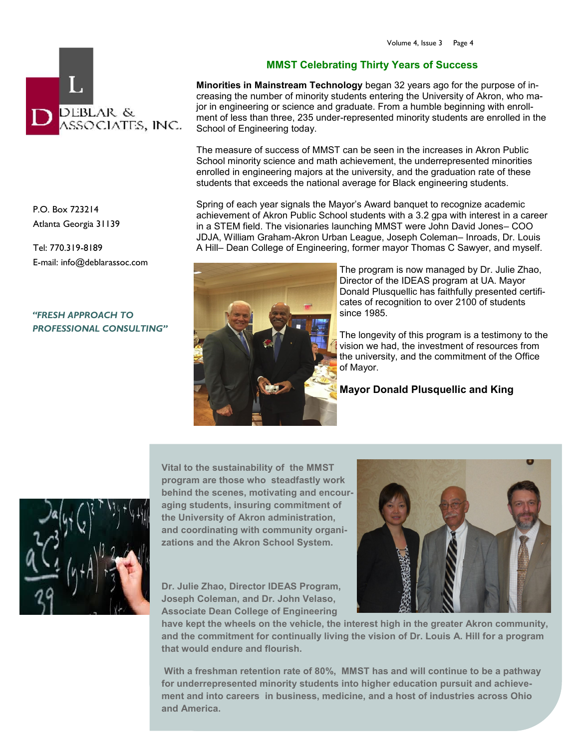DEBLAR & ASSOCIATES, INC.

P.O. Box 723214
Atlanta Georgia 31139

Tel: 770.319-8189
E-mail: info@deblarassoc.com

*"FRESH APPROACH TO PROFESSIONAL CONSULTING"*

## MMST Celebrating Thirty Years of Success

**Minorities in Mainstream Technology** began 32 years ago for the purpose of increasing the number of minority students entering the University of Akron, who major in engineering or science and graduate. From a humble beginning with enrollment of less than three, 235 under-represented minority students are enrolled in the School of Engineering today.

The measure of success of MMST can be seen in the increases in Akron Public School minority science and math achievement, the underrepresented minorities enrolled in engineering majors at the university, and the graduation rate of these students that exceeds the national average for Black engineering students.

Spring of each year signals the Mayor's Award banquet to recognize academic achievement of Akron Public School students with a 3.2 gpa with interest in a career in a STEM field. The visionaries launching MMST were John David Jones– COO JDJA, William Graham-Akron Urban League, Joseph Coleman– Inroads, Dr. Louis A Hill– Dean College of Engineering, former mayor Thomas C Sawyer, and myself.

The program is now managed by Dr. Julie Zhao, Director of the IDEAS program at UA. Mayor Donald Plusquellic has faithfully presented certificates of recognition to over 2100 of students since 1985.

The longevity of this program is a testimony to the vision we had, the investment of resources from the university, and the commitment of the Office of Mayor.

**Mayor Donald Plusquellic and King**

**Vital to the sustainability of the MMST program are those who steadfastly work behind the scenes, motivating and encouraging students, insuring commitment of the University of Akron administration, and coordinating with community organizations and the Akron School System.**

**Dr. Julie Zhao, Director IDEAS Program, Joseph Coleman, and Dr. John Velaso, Associate Dean College of Engineering have kept the wheels on the vehicle, the interest high in the greater Akron community, and the commitment for continually living the vision of Dr. Louis A. Hill for a program that would endure and flourish.**

**With a freshman retention rate of 80%, MMST has and will continue to be a pathway for underrepresented minority students into higher education pursuit and achievement and into careers in business, medicine, and a host of industries across Ohio and America.**